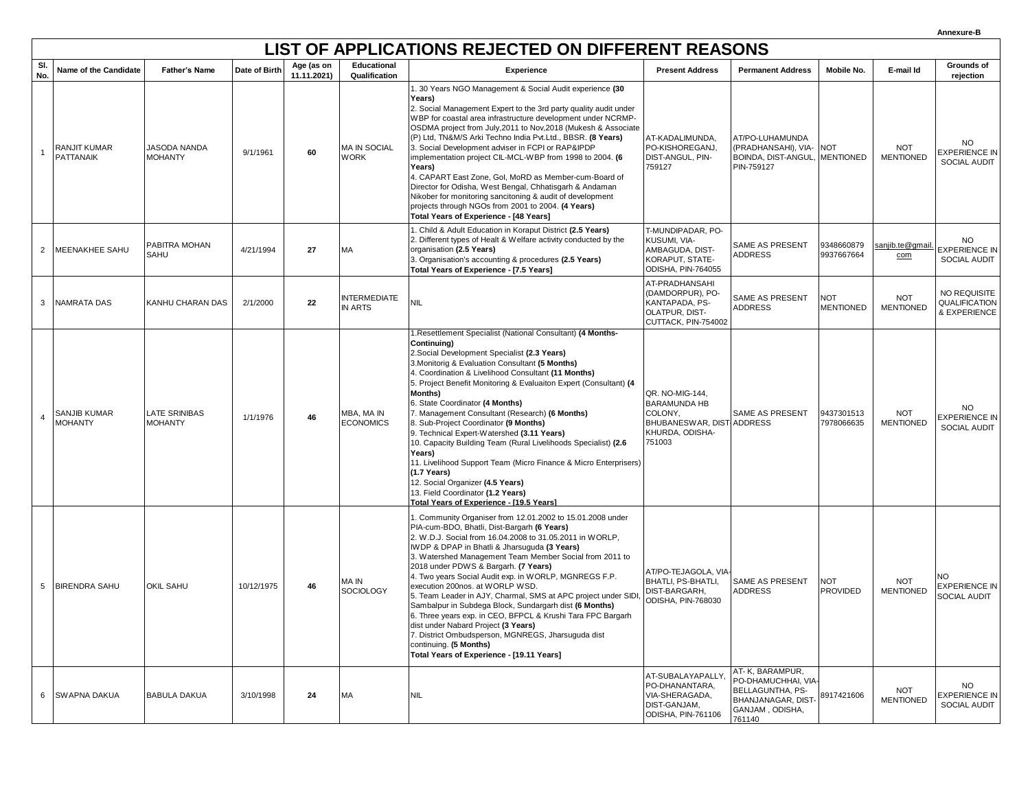Annexure-B

# LIST OF APPLICATIONS REJECTED ON DIFFERENT REASONS

| Sl. No. | Name of the Candidate | Father's Name | Date of Birth | Age (as on 11.11.2021) | Educational Qualification | Experience | Present Address | Permanent Address | Mobile No. | E-mail Id | Grounds of rejection |
|---|---|---|---|---|---|---|---|---|---|---|---|
| 1 | RANJIT KUMAR PATTANAIK | JASODA NANDA MOHANTY | 9/1/1961 | **60** | MA IN SOCIAL WORK | 1. 30 Years NGO Management & Social Audit experience **(30 Years)**<br>2. Social Management Expert to the 3rd party quality audit under WBP for coastal area infrastructure development under NCRMP-OSDMA project from July,2011 to Nov,2018 (Mukesh & Associate (P) Ltd, TN&M/S Arki Techno India Pvt.Ltd., BBSR. **(8 Years)**<br>3. Social Development adviser in FCPI or RAP&IPDP implementation project CIL-MCL-WBP from 1998 to 2004. **(6 Years)**<br>4. CAPART East Zone, GoI, MoRD as Member-cum-Board of Director for Odisha, West Bengal, Chhatisgarh & Andaman Nikober for monitoring sancitoning & audit of development projects through NGOs from 2001 to 2004. **(4 Years)**<br>**Total Years of Experience - [48 Years]** | AT-KADALIMUNDA, PO-KISHOREGANJ, DIST-ANGUL, PIN-759127 | AT/PO-LUHAMUNDA (PRADHANSAHI), VIA-BOINDA, DIST-ANGUL, PIN-759127 | NOT MENTIONED | NOT MENTIONED | NO EXPERIENCE IN SOCIAL AUDIT |
| 2 | MEENAKHEE SAHU | PABITRA MOHAN SAHU | 4/21/1994 | **27** | MA | 1. Child & Adult Education in Koraput District **(2.5 Years)**<br>2. Different types of Healt & Welfare activity conducted by the organisation **(2.5 Years)**<br>3. Organisation's accounting & procedures **(2.5 Years)**<br>**Total Years of Experience - [7.5 Years]** | T-MUNDIPADAR, PO-KUSUMI, VIA-AMBAGUDA, DIST-KORAPUT, STATE-ODISHA, PIN-764055 | SAME AS PRESENT ADDRESS | 9348660879 9937667664 | sanjib.te@gmail.com | NO EXPERIENCE IN SOCIAL AUDIT |
| 3 | NAMRATA DAS | KANHU CHARAN DAS | 2/1/2000 | **22** | INTERMEDIATE IN ARTS | NIL | AT-PRADHANSAHI (DAMDORPUR), PO-KANTAPADA, PS-OLATPUR, DIST-CUTTACK, PIN-754002 | SAME AS PRESENT ADDRESS | NOT MENTIONED | NOT MENTIONED | NO REQUISITE QUALIFICATION & EXPERIENCE |
| 4 | SANJIB KUMAR MOHANTY | LATE SRINIBAS MOHANTY | 1/1/1976 | **46** | MBA, MA IN ECONOMICS | 1.Resettlement Specialist (National Consultant) **(4 Months-Continuing)**<br>2.Social Development Specialist **(2.3 Years)**<br>3.Monitorig & Evaluation Consultant **(5 Months)**<br>4. Coordination & Livelihood Consultant **(11 Months)**<br>5. Project Benefit Monitoring & Evaluaiton Expert (Consultant) **(4 Months)**<br>6. State Coordinator **(4 Months)**<br>7. Management Consultant (Research) **(6 Months)**<br>8. Sub-Project Coordinator **(9 Months)**<br>9. Technical Expert-Watershed **(3.11 Years)**<br>10. Capacity Building Team (Rural Livelihoods Specialist) **(2.6 Years)**<br>11. Livelihood Support Team (Micro Finance & Micro Enterprisers) **(1.7 Years)**<br>12. Social Organizer **(4.5 Years)**<br>13. Field Coordinator **(1.2 Years)**<br>**Total Years of Experience - [19.5 Years]** | QR. NO-MIG-144, BARAMUNDA HB COLONY, BHUBANESWAR, DIST-KHURDA, ODISHA-751003 | SAME AS PRESENT ADDRESS | 9437301513 7978066635 | NOT MENTIONED | NO EXPERIENCE IN SOCIAL AUDIT |
| 5 | BIRENDRA SAHU | OKIL SAHU | 10/12/1975 | **46** | MA IN SOCIOLOGY | 1. Community Organiser from 12.01.2002 to 15.01.2008 under PIA-cum-BDO, Bhatli, Dist-Bargarh **(6 Years)**<br>2. W.D.J. Social from 16.04.2008 to 31.05.2011 in WORLP, IWDP & DPAP in Bhatli & Jharsuguda **(3 Years)**<br>3. Watershed Management Team Member Social from 2011 to 2018 under PDWS & Bargarh. **(7 Years)**<br>4. Two years Social Audit exp. in WORLP, MGNREGS F.P. execution 200nos. at WORLP WSD.<br>5. Team Leader in AJY, Charmal, SMS at APC project under SIDI, Sambalpur in Subdega Block, Sundargarh dist **(6 Months)**<br>6. Three years exp. in CEO, BFPCL & Krushi Tara FPC Bargarh dist under Nabard Project **(3 Years)**<br>7. District Ombudsperson, MGNREGS, Jharsuguda dist continuing. **(5 Months)**<br>**Total Years of Experience - [19.11 Years]** | AT/PO-TEJAGOLA, VIA-BHATLI, PS-BHATLI, DIST-BARGARH, ODISHA, PIN-768030 | SAME AS PRESENT ADDRESS | NOT PROVIDED | NOT MENTIONED | NO EXPERIENCE IN SOCIAL AUDIT |
| 6 | SWAPNA DAKUA | BABULA DAKUA | 3/10/1998 | **24** | MA | NIL | AT-SUBALAYAPALLY, PO-DHANANTARA, VIA-SHERAGADA, DIST-GANJAM, ODISHA, PIN-761106 | AT- K, BARAMPUR, PO-DHAMUCHHAI, VIA-BELLAGUNTHA, PS-BHANJANAGAR, DIST-GANJAM , ODISHA, 761140 | 8917421606 | NOT MENTIONED | NO EXPERIENCE IN SOCIAL AUDIT |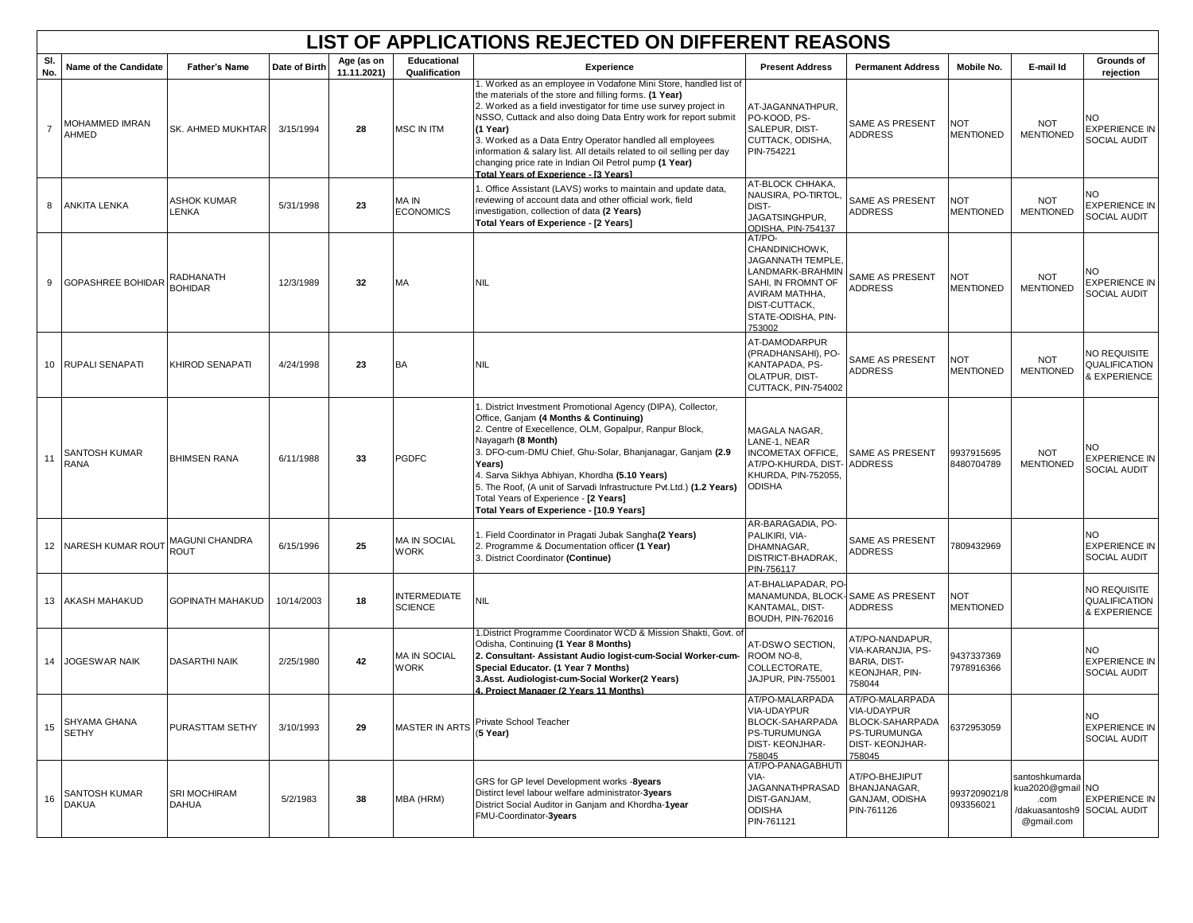# LIST OF APPLICATIONS REJECTED ON DIFFERENT REASONS

| Sl. No. | Name of the Candidate | Father's Name | Date of Birth | Age (as on 11.11.2021) | Educational Qualification | Experience | Present Address | Permanent Address | Mobile No. | E-mail Id | Grounds of rejection |
|---|---|---|---|---|---|---|---|---|---|---|---|
| 7 | MOHAMMED IMRAN AHMED | SK. AHMED MUKHTAR | 3/15/1994 | 28 | MSC IN ITM | 1. Worked as an employee in Vodafone Mini Store, handled list of the materials of the store and filling forms. **(1 Year)**<br>2. Worked as a field investigator for time use survey project in NSSO, Cuttack and also doing Data Entry work for report submit **(1 Year)**<br>3. Worked as a Data Entry Operator handled all employees information & salary list. All details related to oil selling per day changing price rate in Indian Oil Petrol pump **(1 Year)**<br>**Total Years of Experience - [3 Years]** | AT-JAGANNATHPUR, PO-KOOD, PS-SALEPUR, DIST-CUTTACK, ODISHA, PIN-754221 | SAME AS PRESENT ADDRESS | NOT MENTIONED | NOT MENTIONED | NO EXPERIENCE IN SOCIAL AUDIT |
| 8 | ANKITA LENKA | ASHOK KUMAR LENKA | 5/31/1998 | 23 | MA IN ECONOMICS | 1. Office Assistant (LAVS) works to maintain and update data, reviewing of account data and other official work, field investigation, collection of data **(2 Years)**<br>**Total Years of Experience - [2 Years]** | AT-BLOCK CHHAKA, NAUSIRA, PO-TIRTOL, DIST-JAGATSINGHPUR, ODISHA, PIN-754137 | SAME AS PRESENT ADDRESS | NOT MENTIONED | NOT MENTIONED | NO EXPERIENCE IN SOCIAL AUDIT |
| 9 | GOPASHREE BOHIDAR | RADHANATH BOHIDAR | 12/3/1989 | 32 | MA | NIL | AT/PO-CHANDINICHOWK, JAGANNATH TEMPLE, LANDMARK-BRAHMIN SAHI, IN FROMNT OF AVIRAM MATHHA, DIST-CUTTACK, STATE-ODISHA, PIN-753002 | SAME AS PRESENT ADDRESS | NOT MENTIONED | NOT MENTIONED | NO EXPERIENCE IN SOCIAL AUDIT |
| 10 | RUPALI SENAPATI | KHIROD SENAPATI | 4/24/1998 | 23 | BA | NIL | AT-DAMODARPUR (PRADHANSAHI), PO-KANTAPADA, PS-OLATPUR, DIST-CUTTACK, PIN-754002 | SAME AS PRESENT ADDRESS | NOT MENTIONED | NOT MENTIONED | NO REQUISITE QUALIFICATION & EXPERIENCE |
| 11 | SANTOSH KUMAR RANA | BHIMSEN RANA | 6/11/1988 | 33 | PGDFC | 1. District Investment Promotional Agency (DIPA), Collector, Office, Ganjam **(4 Months & Continuing)**<br>2. Centre of Execellence, OLM, Gopalpur, Ranpur Block, Nayagarh **(8 Month)**<br>3. DFO-cum-DMU Chief, Ghu-Solar, Bhanjanagar, Ganjam **(2.9 Years)**<br>4. Sarva Sikhya Abhiyan, Khordha **(5.10 Years)**<br>5. The Roof, (A unit of Sarvadi Infrastructure Pvt.Ltd.) **(1.2 Years)**<br>Total Years of Experience - **[2 Years]**<br>**Total Years of Experience - [10.9 Years]** | MAGALA NAGAR, LANE-1, NEAR INCOMETAX OFFICE, AT/PO-KHURDA, DIST-KHURDA, PIN-752055, ODISHA | SAME AS PRESENT ADDRESS | 9937915695 8480704789 | NOT MENTIONED | NO EXPERIENCE IN SOCIAL AUDIT |
| 12 | NARESH KUMAR ROUT | MAGUNI CHANDRA ROUT | 6/15/1996 | 25 | MA IN SOCIAL WORK | 1. Field Coordinator in Pragati Jubak Sangha**(2 Years)**<br>2. Programme & Documentation officer **(1 Year)**<br>3. District Coordinator **(Continue)** | AR-BARAGADIA, PO-PALIKIRI, VIA-DHAMNAGAR, DISTRICT-BHADRAK, PIN-756117 | SAME AS PRESENT ADDRESS | 7809432969 | | NO EXPERIENCE IN SOCIAL AUDIT |
| 13 | AKASH MAHAKUD | GOPINATH MAHAKUD | 10/14/2003 | 18 | INTERMEDIATE SCIENCE | NIL | AT-BHALIAPADAR, PO-MANAMUNDA, BLOCK-KANTAMAL, DIST-BOUDH, PIN-762016 | SAME AS PRESENT ADDRESS | NOT MENTIONED | | NO REQUISITE QUALIFICATION & EXPERIENCE |
| 14 | JOGESWAR NAIK | DASARTHI NAIK | 2/25/1980 | 42 | MA IN SOCIAL WORK | 1.District Programme Coordinator WCD & Mission Shakti, Govt. of Odisha, Continuing **(1 Year 8 Months)**<br>**2. Consultant- Assistant Audio logist-cum-Social Worker-cum-Special Educator. (1 Year 7 Months)**<br>**3.Asst. Audiologist-cum-Social Worker(2 Years)**<br>**4. Project Manager (2 Years 11 Months)** | AT-DSWO SECTION, ROOM NO-8, COLLECTORATE, JAJPUR, PIN-755001 | AT/PO-NANDAPUR, VIA-KARANJIA, PS-BARIA, DIST-KEONJHAR, PIN-758044 | 9437337369 7978916366 | | NO EXPERIENCE IN SOCIAL AUDIT |
| 15 | SHYAMA GHANA SETHY | PURASTTAM SETHY | 3/10/1993 | 29 | MASTER IN ARTS | Private School Teacher **(5 Year)** | AT/PO-MALARPADA VIA-UDAYPUR BLOCK-SAHARPADA PS-TURUMUNGA DIST- KEONJHAR-758045 | AT/PO-MALARPADA VIA-UDAYPUR BLOCK-SAHARPADA PS-TURUMUNGA DIST- KEONJHAR-758045 | 6372953059 | | NO EXPERIENCE IN SOCIAL AUDIT |
| 16 | SANTOSH KUMAR DAKUA | SRI MOCHIRAM DAHUA | 5/2/1983 | 38 | MBA (HRM) | GRS for GP level Development works -**8years**<br>Distirct level labour welfare administrator-**3years**<br>District Social Auditor in Ganjam and Khordha-**1year**<br>FMU-Coordinator-**3years** | AT/PO-PANAGABHUTI VIA-JAGANNATHPRASAD DIST-GANJAM, ODISHA PIN-761121 | AT/PO-BHEJIPUT BHANJANAGAR, GANJAM, ODISHA PIN-761126 | 9937209021/8093356021 | santoshkumardakua2020@gmail.com /dakuasantosh9@gmail.com | NO EXPERIENCE IN SOCIAL AUDIT |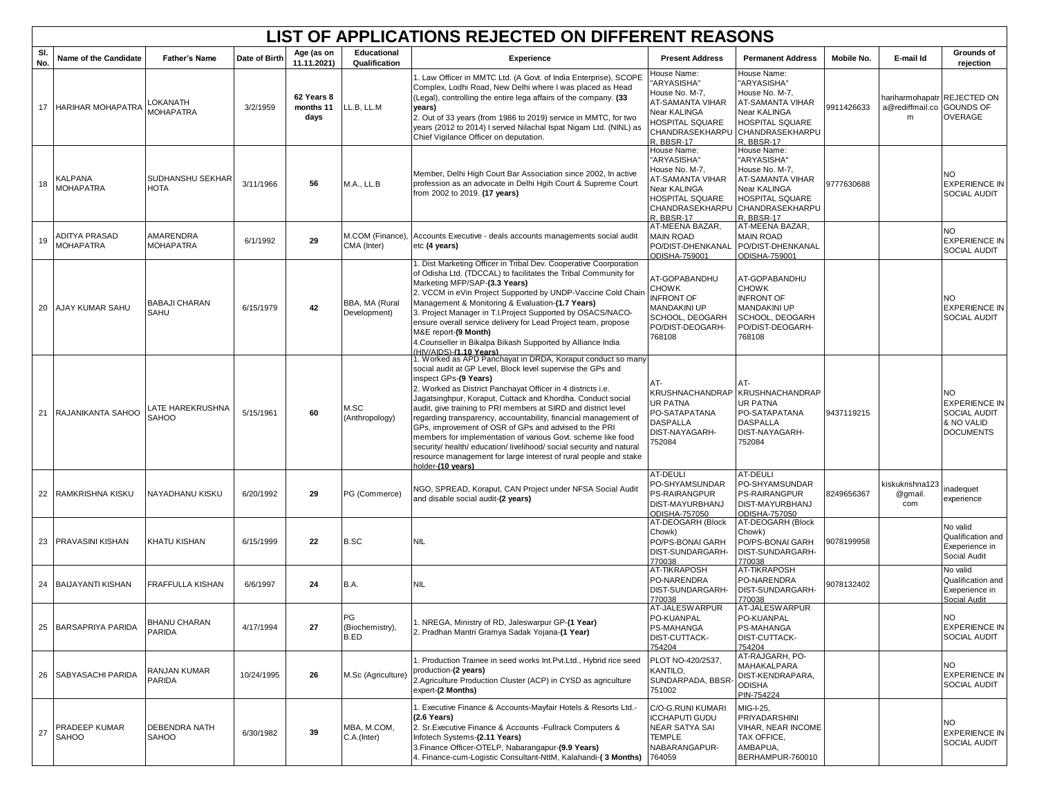# LIST OF APPLICATIONS REJECTED ON DIFFERENT REASONS

| Sl. No. | Name of the Candidate | Father's Name | Date of Birth | Age (as on 11.11.2021) | Educational Qualification | Experience | Present Address | Permanent Address | Mobile No. | E-mail Id | Grounds of rejection |
|---|---|---|---|---|---|---|---|---|---|---|---|
| 17 | HARIHAR MOHAPATRA | LOKANATH MOHAPATRA | 3/2/1959 | **62 Years 8 months 11 days** | LL.B, LL.M | 1. Law Officer in MMTC Ltd. (A Govt. of India Enterprise), SCOPE Complex, Lodhi Road, New Delhi where I was placed as Head (Legal), controlling the entire lega affairs of the company. **(33 years)**<br>2. Out of 33 years (from 1986 to 2019) service in MMTC, for two years (2012 to 2014) I served Nilachal Ispat Nigam Ltd. (NINL) as Chief Vigilance Officer on deputation. | House Name: "ARYASISHA" House No. M-7, AT-SAMANTA VIHAR Near KALINGA HOSPITAL SQUARE CHANDRASEKHARPUR, BBSR-17 | House Name: "ARYASISHA" House No. M-7, AT-SAMANTA VIHAR Near KALINGA HOSPITAL SQUARE CHANDRASEKHARPUR, BBSR-17 | 9911426633 | hariharmohapatra@rediffmail.com | REJECTED ON GOUNDS OF OVERAGE |
| 18 | KALPANA MOHAPATRA | SUDHANSHU SEKHAR HOTA | 3/11/1966 | **56** | M.A., LL.B | Member, Delhi High Court Bar Association since 2002, In active profession as an advocate in Delhi Hgih Court & Supreme Court from 2002 to 2019. **(17 years)** | House Name: "ARYASISHA" House No. M-7, AT-SAMANTA VIHAR Near KALINGA HOSPITAL SQUARE CHANDRASEKHARPUR, BBSR-17 | House Name: "ARYASISHA" House No. M-7, AT-SAMANTA VIHAR Near KALINGA HOSPITAL SQUARE CHANDRASEKHARPUR, BBSR-17 | 9777630688 | | NO EXPERIENCE IN SOCIAL AUDIT |
| 19 | ADITYA PRASAD MOHAPATRA | AMARENDRA MOHAPATRA | 6/1/1992 | **29** | M.COM (Finance), CMA (Inter) | Accounts Executive - deals accounts managements social audit etc **(4 years)** | AT-MEENA BAZAR, MAIN ROAD PO/DIST-DHENKANAL ODISHA-759001 | AT-MEENA BAZAR, MAIN ROAD PO/DIST-DHENKANAL ODISHA-759001 | | | NO EXPERIENCE IN SOCIAL AUDIT |
| 20 | AJAY KUMAR SAHU | BABAJI CHARAN SAHU | 6/15/1979 | **42** | BBA, MA (Rural Development) | 1. Dist Marketing Officer in Tribal Dev. Cooperative Coorporation of Odisha Ltd. (TDCCAL) to facilitates the Tribal Community for Marketing MFP/SAP-**(3.3 Years)**<br>2. VCCM in eVin Project Supported by UNDP-Vaccine Cold Chain Management & Monitoring & Evaluation-**(1.7 Years)**<br>3. Project Manager in T.I.Project Supported by OSACS/NACO-ensure overall service delivery for Lead Project team, propose M&E report-**(9 Month)**<br>4.Counseller in Bikalpa Bikash Supported by Alliance India (HIV/AIDS)-**(1.10 Years)** | AT-GOPABANDHU CHOWK INFRONT OF MANDAKINI UP SCHOOL, DEOGARH PO/DIST-DEOGARH-768108 | AT-GOPABANDHU CHOWK INFRONT OF MANDAKINI UP SCHOOL, DEOGARH PO/DIST-DEOGARH-768108 | | | NO EXPERIENCE IN SOCIAL AUDIT |
| 21 | RAJANIKANTA SAHOO | LATE HAREKRUSHNA SAHOO | 5/15/1961 | **60** | M.SC (Anthropology) | 1. Worked as APD Panchayat in DRDA, Koraput conduct so many social audit at GP Level, Block level supervise the GPs and inspect GPs-**(9 Years)**<br>2. Worked as District Panchayat Officer in 4 districts i.e. Jagatsinghpur, Koraput, Cuttack and Khordha. Conduct social audit, give training to PRI members at SIRD and district level regarding transparency, accountability, financial management of GPs, improvement of OSR of GPs and advised to the PRI members for implementation of various Govt. scheme like food security/ health/ education/ livelihood/ social security and natural resource management for large interest of rural people and stake holder-**(10 years)** | AT-KRUSHNACHANDRAPUR PATNA PO-SATAPATANA DASPALLA DIST-NAYAGARH-752084 | AT-KRUSHNACHANDRAPUR PATNA PO-SATAPATANA DASPALLA DIST-NAYAGARH-752084 | 9437119215 | | NO EXPERIENCE IN SOCIAL AUDIT & NO VALID DOCUMENTS |
| 22 | RAMKRISHNA KISKU | NAYADHANU KISKU | 6/20/1992 | **29** | PG (Commerce) | NGO, SPREAD, Koraput, CAN Project under NFSA Social Audit and disable social audit-**(2 years)** | AT-DEULI PO-SHYAMSUNDAR PS-RAIRANGPUR DIST-MAYURBHANJ ODISHA-757050 | AT-DEULI PO-SHYAMSUNDAR PS-RAIRANGPUR DIST-MAYURBHANJ ODISHA-757050 | 8249656367 | kiskukrishna123@gmail.com | inadequet experience |
| 23 | PRAVASINI KISHAN | KHATU KISHAN | 6/15/1999 | **22** | B.SC | NIL | AT-DEOGARH (Block Chowk) PO/PS-BONAI GARH DIST-SUNDARGARH-770038 | AT-DEOGARH (Block Chowk) PO/PS-BONAI GARH DIST-SUNDARGARH-770038 | 9078199958 | | No valid Qualification and Exeperience in Social Audit |
| 24 | BAIJAYANTI KISHAN | FRAFFULLA KISHAN | 6/6/1997 | **24** | B.A. | NIL | AT-TIKRAPOSH PO-NARENDRA DIST-SUNDARGARH-770038 | AT-TIKRAPOSH PO-NARENDRA DIST-SUNDARGARH-770038 | 9078132402 | | No valid Qualification and Exeperience in Social Audit |
| 25 | BARSAPRIYA PARIDA | BHANU CHARAN PARIDA | 4/17/1994 | **27** | PG (Biochemistry), B.ED | 1. NREGA, Ministry of RD, Jaleswarpur GP-**(1 Year)**<br>2. Pradhan Mantri Gramya Sadak Yojana-**(1 Year)** | AT-JALESWARPUR PO-KUANPAL PS-MAHANGA DIST-CUTTACK-754204 | AT-JALESWARPUR PO-KUANPAL PS-MAHANGA DIST-CUTTACK-754204 | | | NO EXPERIENCE IN SOCIAL AUDIT |
| 26 | SABYASACHI PARIDA | RANJAN KUMAR PARIDA | 10/24/1995 | **26** | M.Sc (Agriculture) | 1. Production Trainee in seed works Int.Pvt.Ltd., Hybrid rice seed production-**(2 years)**<br>2.Agriculture Production Cluster (ACP) in CYSD as agriculture expert-**(2 Months)** | PLOT NO-420/2537, KANTILO, SUNDARPADA, BBSR-751002 | AT-RAJGARH, PO-MAHAKALPARA DIST-KENDRAPARA, ODISHA PIN-754224 | | | NO EXPERIENCE IN SOCIAL AUDIT |
| 27 | PRADEEP KUMAR SAHOO | DEBENDRA NATH SAHOO | 6/30/1982 | **39** | MBA, M.COM, C.A.(Inter) | 1. Executive Finance & Accounts-Mayfair Hotels & Resorts Ltd.-**(2.6 Years)**<br>2. Sr.Executive Finance & Accounts -Fullrack Computers & Infotech Systems-**(2.11 Years)**<br>3.Finance Officer-OTELP, Nabarangapur-**(9.9 Years)**<br>4. Finance-cum-Logistic Consultant-NttM, Kalahandi-**( 3 Months)** | C/O-G.RUNI KUMARI ICCHAPUTI GUDU NEAR SATYA SAI TEMPLE NABARANGAPUR-764059 | MIG-I-25, PRIYADARSHINI VIHAR, NEAR INCOME TAX OFFICE, AMBAPUA, BERHAMPUR-760010 | | | NO EXPERIENCE IN SOCIAL AUDIT |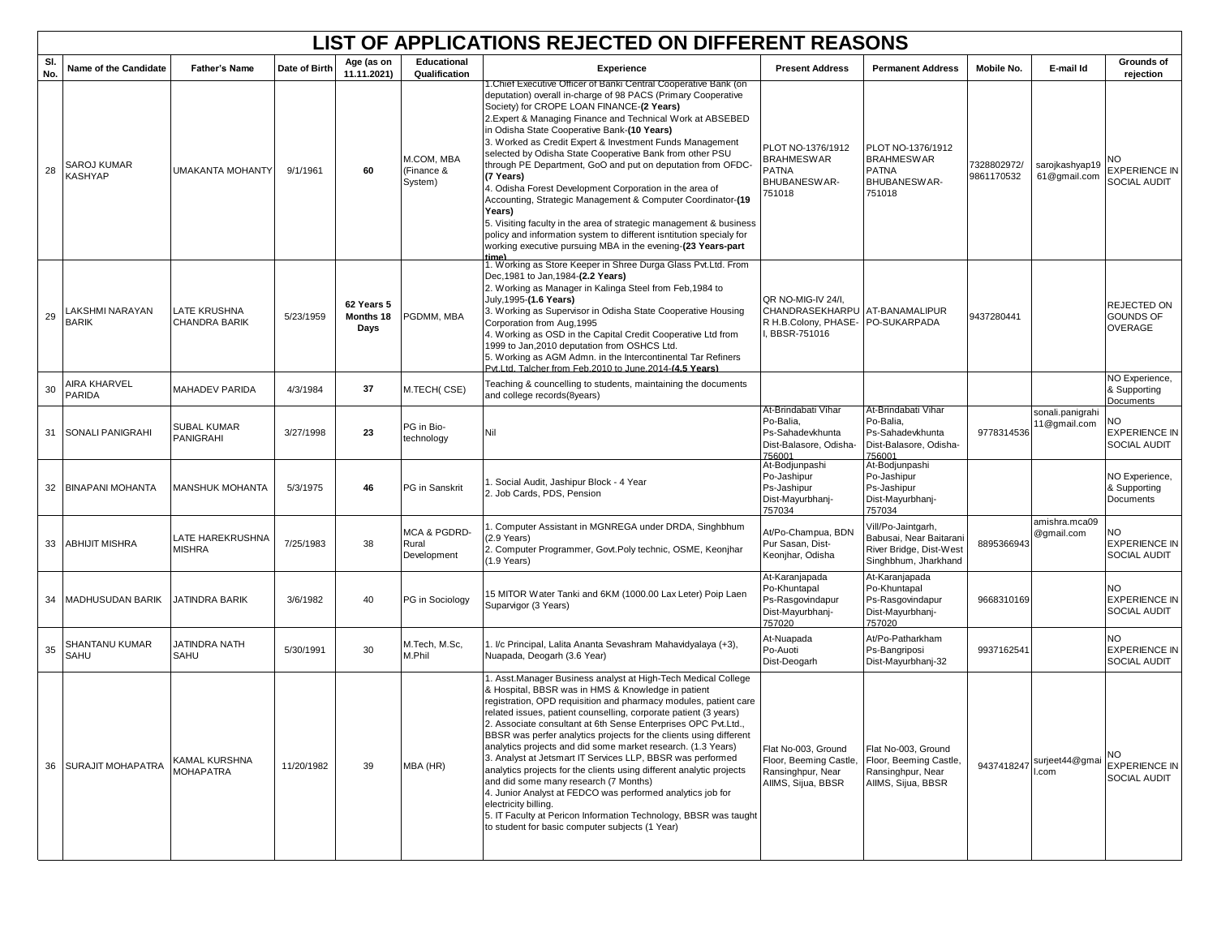# LIST OF APPLICATIONS REJECTED ON DIFFERENT REASONS

| Sl. No. | Name of the Candidate | Father's Name | Date of Birth | Age (as on 11.11.2021) | Educational Qualification | Experience | Present Address | Permanent Address | Mobile No. | E-mail Id | Grounds of rejection |
|---|---|---|---|---|---|---|---|---|---|---|---|
| 28 | SAROJ KUMAR KASHYAP | UMAKANTA MOHANTY | 9/1/1961 | **60** | M.COM, MBA (Finance & System) | 1.Chief Executive Officer of Banki Central Cooperative Bank (on deputation) overall in-charge of 98 PACS (Primary Cooperative Society) for CROPE LOAN FINANCE-**(2 Years)**<br>2.Expert & Managing Finance and Technical Work at ABSEBED in Odisha State Cooperative Bank-**(10 Years)**<br>3. Worked as Credit Expert & Investment Funds Management selected by Odisha State Cooperative Bank from other PSU through PE Department, GoO and put on deputation from OFDC-**(7 Years)**<br>4. Odisha Forest Development Corporation in the area of Accounting, Strategic Management & Computer Coordinator-**(19 Years)**<br>5. Visiting faculty in the area of strategic management & business policy and information system to different isntitution specialy for working executive pursuing MBA in the evening-**(23 Years-part time)** | PLOT NO-1376/1912 BRAHMESWAR PATNA BHUBANESWAR-751018 | PLOT NO-1376/1912 BRAHMESWAR PATNA BHUBANESWAR-751018 | 7328802972/ 9861170532 | sarojkashyap1961@gmail.com | NO EXPERIENCE IN SOCIAL AUDIT |
| 29 | LAKSHMI NARAYAN BARIK | LATE KRUSHNA CHANDRA BARIK | 5/23/1959 | **62 Years 5 Months 18 Days** | PGDMM, MBA | 1. Working as Store Keeper in Shree Durga Glass Pvt.Ltd. From Dec,1981 to Jan,1984-**(2.2 Years)**<br>2. Working as Manager in Kalinga Steel from Feb,1984 to July,1995-**(1.6 Years)**<br>3. Working as Supervisor in Odisha State Cooperative Housing Corporation from Aug,1995<br>4. Working as OSD in the Capital Credit Cooperative Ltd from 1999 to Jan,2010 deputation from OSHCS Ltd.<br>5. Working as AGM Admn. in the Intercontinental Tar Refiners Pvt.Ltd, Talcher from Feb,2010 to June,2014-**(4.5 Years)** | QR NO-MIG-IV 24/I, CHANDRASEKHARPUR H.B.Colony, PHASE-I, BBSR-751016 | AT-BANAMALIPUR PO-SUKARPADA | 9437280441 | | REJECTED ON GOUNDS OF OVERAGE |
| 30 | AIRA KHARVEL PARIDA | MAHADEV PARIDA | 4/3/1984 | **37** | M.TECH( CSE) | Teaching & councelling to students, maintaining the documents and college records(8years) | | | | | NO Experience, & Supporting Documents |
| 31 | SONALI PANIGRAHI | SUBAL KUMAR PANIGRAHI | 3/27/1998 | **23** | PG in Bio-technology | Nil | At-Brindabati Vihar Po-Balia, Ps-Sahadevkhunta Dist-Balasore, Odisha-756001 | At-Brindabati Vihar Po-Balia, Ps-Sahadevkhunta Dist-Balasore, Odisha-756001 | 9778314536 | sonali.panigrahi11@gmail.com | NO EXPERIENCE IN SOCIAL AUDIT |
| 32 | BINAPANI MOHANTA | MANSHUK MOHANTA | 5/3/1975 | **46** | PG in Sanskrit | 1. Social Audit, Jashipur Block - 4 Year<br>2. Job Cards, PDS, Pension | At-Bodjunpashi Po-Jashipur Ps-Jashipur Dist-Mayurbhanj-757034 | At-Bodjunpashi Po-Jashipur Ps-Jashipur Dist-Mayurbhanj-757034 | | | NO Experience, & Supporting Documents |
| 33 | ABHIJIT MISHRA | LATE HAREKRUSHNA MISHRA | 7/25/1983 | 38 | MCA & PGDRD-Rural Development | 1. Computer Assistant in MGNREGA under DRDA, Singhbhum (2.9 Years)<br>2. Computer Programmer, Govt.Poly technic, OSME, Keonjhar (1.9 Years) | At/Po-Champua, BDN Pur Sasan, Dist-Keonjhar, Odisha | Vill/Po-Jaintgarh, Babusai, Near Baitarani River Bridge, Dist-West Singhbhum, Jharkhand | 8895366943 | amishra.mca09@gmail.com | NO EXPERIENCE IN SOCIAL AUDIT |
| 34 | MADHUSUDAN BARIK | JATINDRA BARIK | 3/6/1982 | 40 | PG in Sociology | 15 MITOR Water Tanki and 6KM (1000.00 Lax Leter) Poip Laen Suparvigor (3 Years) | At-Karanjapada Po-Khuntapal Ps-Rasgovindapur Dist-Mayurbhanj-757020 | At-Karanjapada Po-Khuntapal Ps-Rasgovindapur Dist-Mayurbhanj-757020 | 9668310169 | | NO EXPERIENCE IN SOCIAL AUDIT |
| 35 | SHANTANU KUMAR SAHU | JATINDRA NATH SAHU | 5/30/1991 | 30 | M.Tech, M.Sc, M.Phil | 1. I/c Principal, Lalita Ananta Sevashram Mahavidyalaya (+3), Nuapada, Deogarh (3.6 Year) | At-Nuapada Po-Auoti Dist-Deogarh | At/Po-Patharkham Ps-Bangriposi Dist-Mayurbhanj-32 | 9937162541 | | NO EXPERIENCE IN SOCIAL AUDIT |
| 36 | SURAJIT MOHAPATRA | KAMAL KURSHNA MOHAPATRA | 11/20/1982 | 39 | MBA (HR) | 1. Asst.Manager Business analyst at High-Tech Medical College & Hospital, BBSR was in HMS & Knowledge in patient registration, OPD requisition and pharmacy modules, patient care related issues, patient counselling, corporate patient (3 years)<br>2. Associate consultant at 6th Sense Enterprises OPC Pvt.Ltd., BBSR was perfer analytics projects for the clients using different analytics projects and did some market research. (1.3 Years)<br>3. Analyst at Jetsmart IT Services LLP, BBSR was performed analytics projects for the clients using different analytic projects and did some many research (7 Months)<br>4. Junior Analyst at FEDCO was performed analytics job for electricity billing.<br>5. IT Faculty at Pericon Information Technology, BBSR was taught to student for basic computer subjects (1 Year) | Flat No-003, Ground Floor, Beeming Castle, Ransinghpur, Near AIIMS, Sijua, BBSR | Flat No-003, Ground Floor, Beeming Castle, Ransinghpur, Near AIIMS, Sijua, BBSR | 9437418247 | surjeet44@gmail.com | NO EXPERIENCE IN SOCIAL AUDIT |